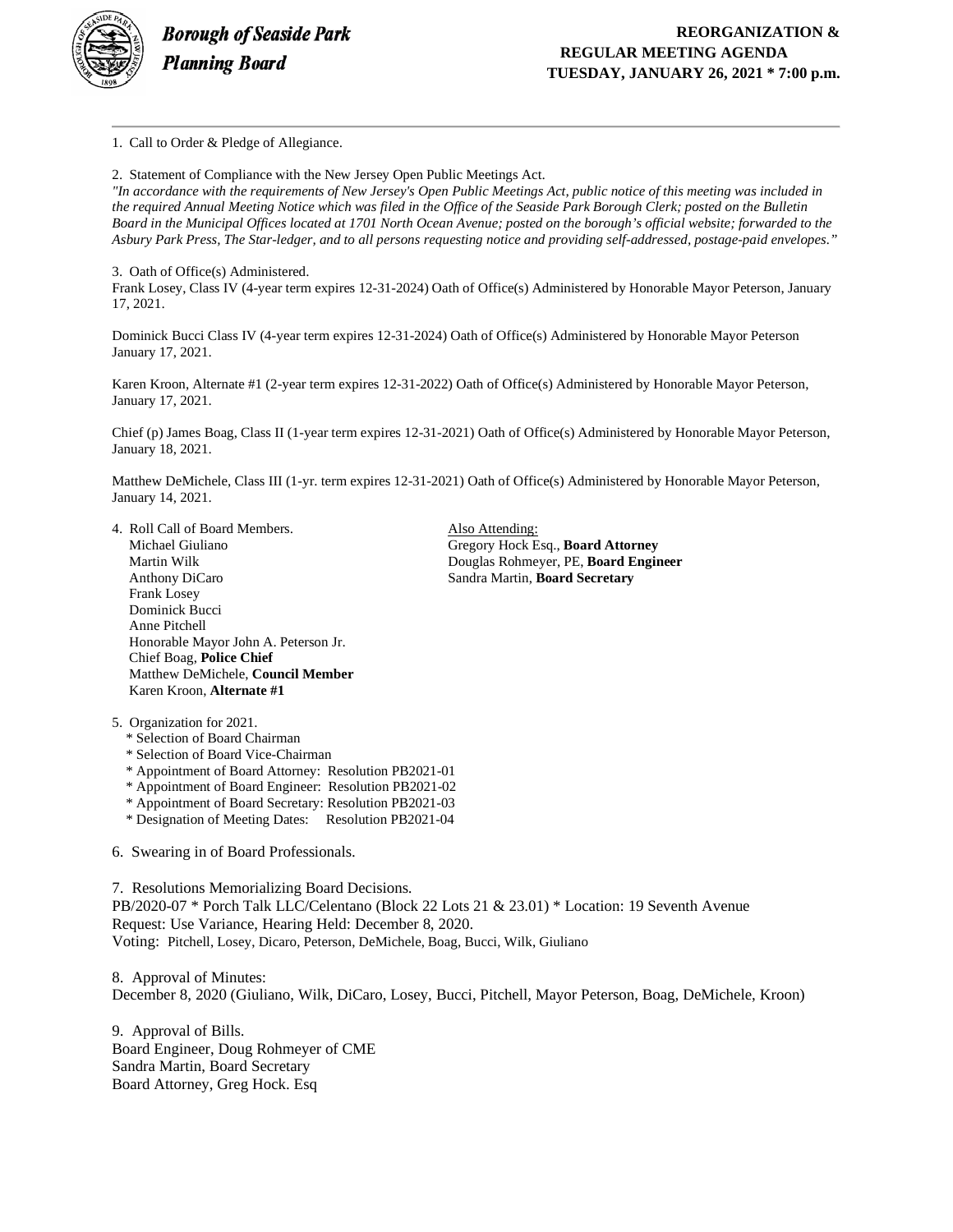**Borough of Seaside Park**
**Planning Board**

**REORGANIZATION &**
**REGULAR MEETING AGENDA**
**TUESDAY, JANUARY 26, 2021 * 7:00 p.m.**

---

1. Call to Order & Pledge of Allegiance.

2. Statement of Compliance with the New Jersey Open Public Meetings Act.
*"In accordance with the requirements of New Jersey's Open Public Meetings Act, public notice of this meeting was included in the required Annual Meeting Notice which was filed in the Office of the Seaside Park Borough Clerk; posted on the Bulletin Board in the Municipal Offices located at 1701 North Ocean Avenue; posted on the borough's official website; forwarded to the Asbury Park Press, The Star-ledger, and to all persons requesting notice and providing self-addressed, postage-paid envelopes."*

3. Oath of Office(s) Administered.
Frank Losey, Class IV (4-year term expires 12-31-2024) Oath of Office(s) Administered by Honorable Mayor Peterson, January 17, 2021.

Dominick Bucci Class IV (4-year term expires 12-31-2024) Oath of Office(s) Administered by Honorable Mayor Peterson January 17, 2021.

Karen Kroon, Alternate #1 (2-year term expires 12-31-2022) Oath of Office(s) Administered by Honorable Mayor Peterson, January 17, 2021.

Chief (p) James Boag, Class II (1-year term expires 12-31-2021) Oath of Office(s) Administered by Honorable Mayor Peterson, January 18, 2021.

Matthew DeMichele, Class III (1-yr. term expires 12-31-2021) Oath of Office(s) Administered by Honorable Mayor Peterson, January 14, 2021.

4. Roll Call of Board Members.
   Michael Giuliano
   Martin Wilk
   Anthony DiCaro
   Frank Losey
   Dominick Bucci
   Anne Pitchell
   Honorable Mayor John A. Peterson Jr.
   Chief Boag, **Police Chief**
   Matthew DeMichele, **Council Member**
   Karen Kroon, **Alternate #1**

   Also Attending:
   Gregory Hock Esq., **Board Attorney**
   Douglas Rohmeyer, PE, **Board Engineer**
   Sandra Martin, **Board Secretary**

5. Organization for 2021.
   * Selection of Board Chairman
   * Selection of Board Vice-Chairman
   * Appointment of Board Attorney: Resolution PB2021-01
   * Appointment of Board Engineer: Resolution PB2021-02
   * Appointment of Board Secretary: Resolution PB2021-03
   * Designation of Meeting Dates: Resolution PB2021-04

6. Swearing in of Board Professionals.

7. Resolutions Memorializing Board Decisions.
PB/2020-07 * Porch Talk LLC/Celentano (Block 22 Lots 21 & 23.01) * Location: 19 Seventh Avenue
Request: Use Variance, Hearing Held: December 8, 2020.
Voting: Pitchell, Losey, Dicaro, Peterson, DeMichele, Boag, Bucci, Wilk, Giuliano

8. Approval of Minutes:
December 8, 2020 (Giuliano, Wilk, DiCaro, Losey, Bucci, Pitchell, Mayor Peterson, Boag, DeMichele, Kroon)

9. Approval of Bills.
Board Engineer, Doug Rohmeyer of CME
Sandra Martin, Board Secretary
Board Attorney, Greg Hock. Esq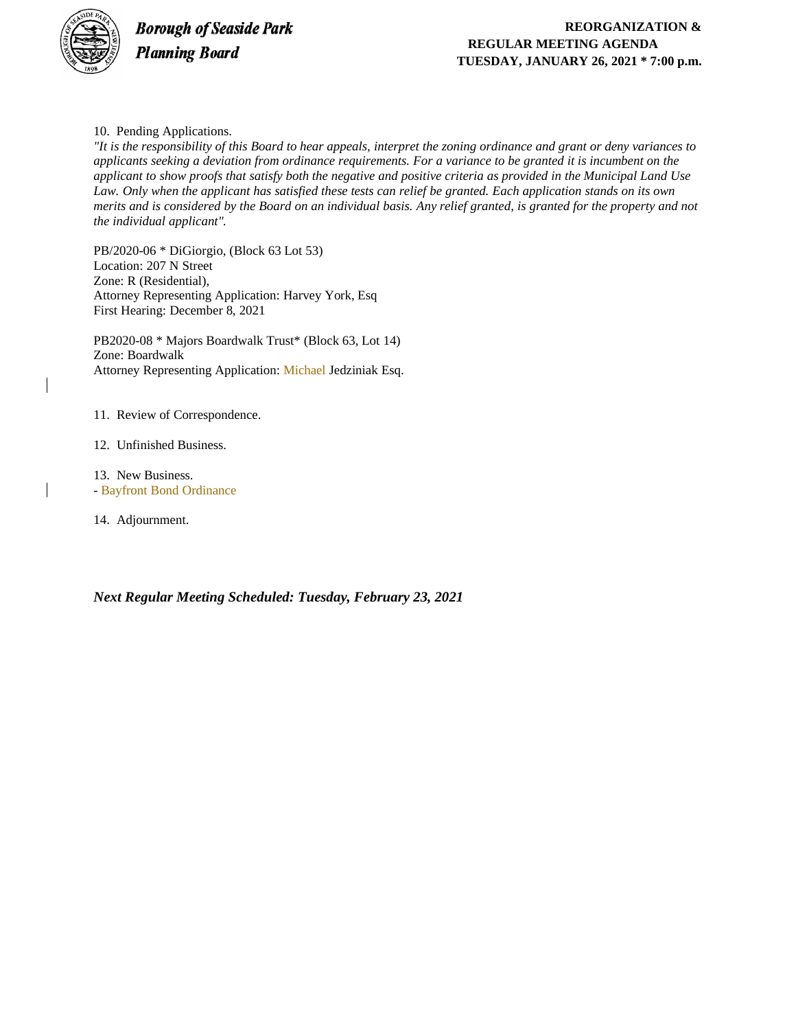10. Pending Applications.

*"It is the responsibility of this Board to hear appeals, interpret the zoning ordinance and grant or deny variances to applicants seeking a deviation from ordinance requirements. For a variance to be granted it is incumbent on the applicant to show proofs that satisfy both the negative and positive criteria as provided in the Municipal Land Use Law. Only when the applicant has satisfied these tests can relief be granted. Each application stands on its own merits and is considered by the Board on an individual basis. Any relief granted, is granted for the property and not the individual applicant".*

PB/2020-06 * DiGiorgio, (Block 63 Lot 53)
Location: 207 N Street
Zone: R (Residential),
Attorney Representing Application: Harvey York, Esq
First Hearing: December 8, 2021

PB2020-08 * Majors Boardwalk Trust* (Block 63, Lot 14)
Zone: Boardwalk
Attorney Representing Application: Michael Jedziniak Esq.

11. Review of Correspondence.

12. Unfinished Business.

13. New Business.
- Bayfront Bond Ordinance

14. Adjournment.

***Next Regular Meeting Scheduled: Tuesday, February 23, 2021***